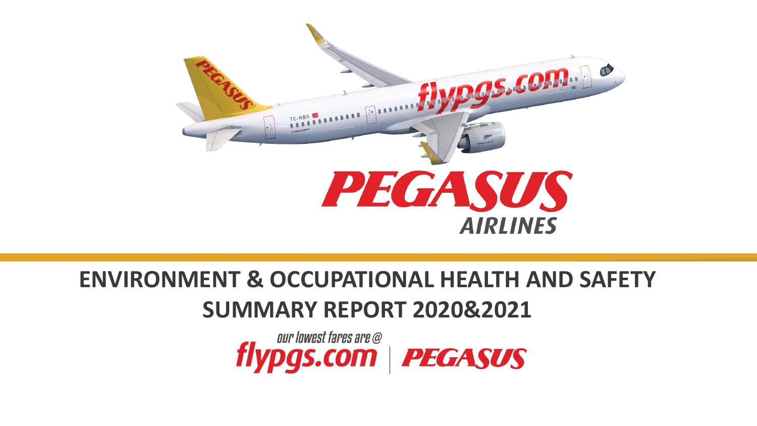# ENVIRONMENT & OCCUPATIONAL HEALTH AND SAFETY SUMMARY REPORT 2020&2021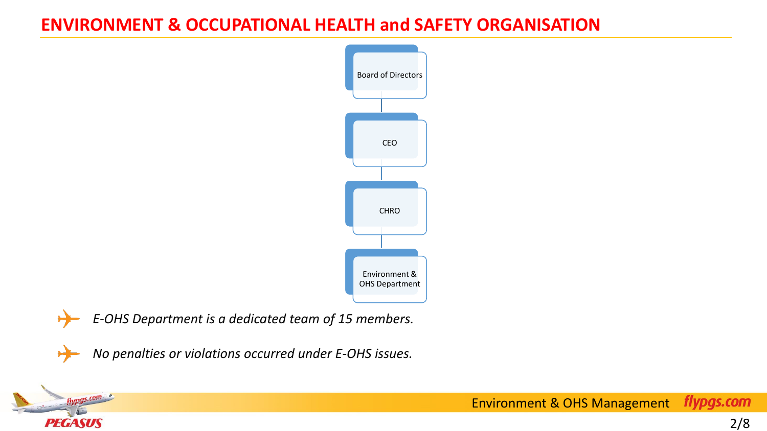# ENVIRONMENT & OCCUPATIONAL HEALTH and SAFETY ORGANISATION

Board of Directors

CEO

CHRO

Environment & OHS Department

- *E-OHS Department is a dedicated team of 15 members.*
- *No penalties or violations occurred under E-OHS issues.*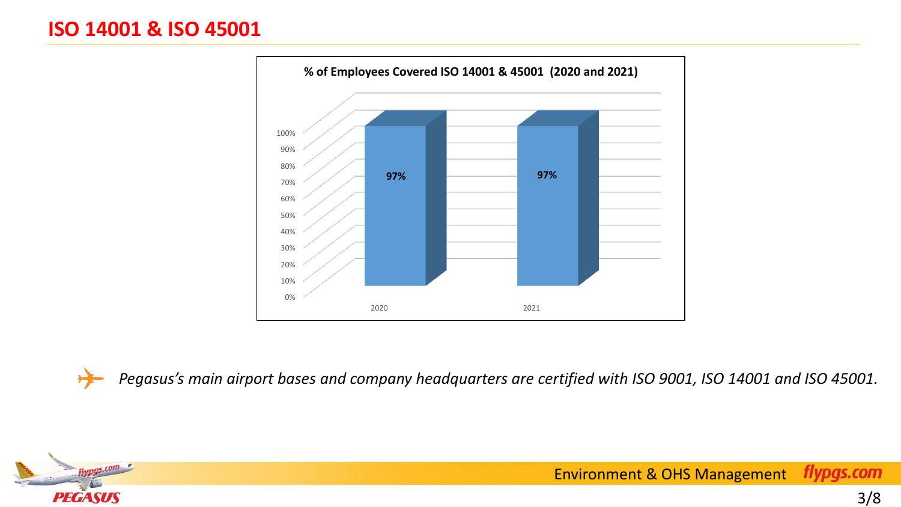# ISO 14001 & ISO 45001

**% of Employees Covered ISO 14001 & 45001 (2020 and 2021)**

| Year | % of Employees Covered |
| --- | --- |
| 2020 | 97% |
| 2021 | 97% |

*Pegasus's main airport bases and company headquarters are certified with ISO 9001, ISO 14001 and ISO 45001.*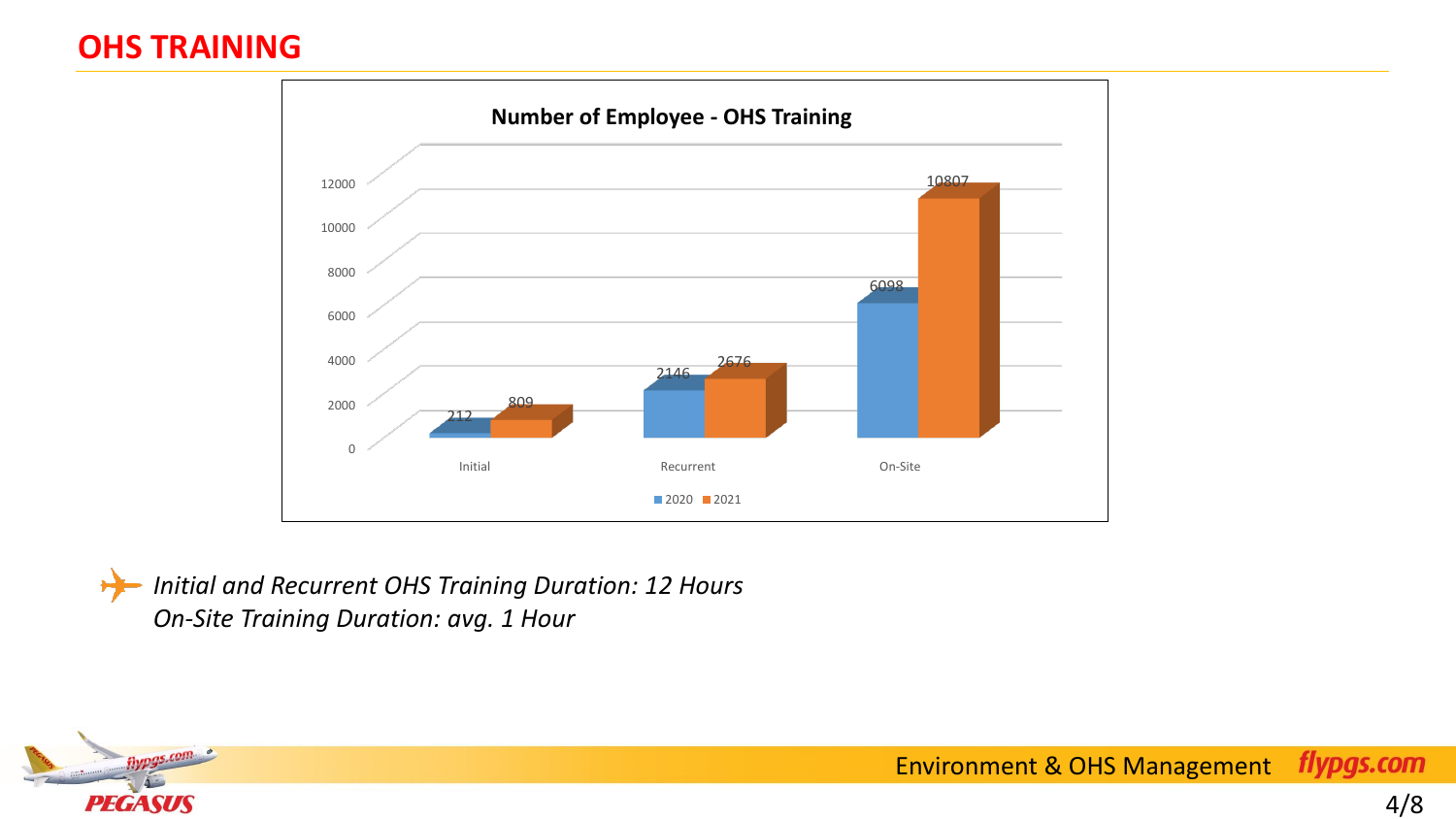# OHS TRAINING

**Number of Employee - OHS Training**

| | 2020 | 2021 |
|---|---|---|
| Initial | 212 | 809 |
| Recurrent | 2146 | 2676 |
| On-Site | 6098 | 10807 |

*Initial and Recurrent OHS Training Duration: 12 Hours*
*On-Site Training Duration: avg. 1 Hour*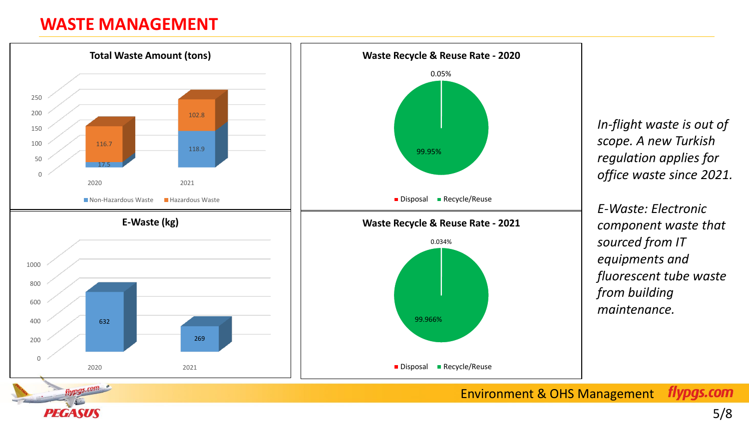# WASTE MANAGEMENT

**Total Waste Amount (tons)**

| Year | Non-Hazardous Waste | Hazardous Waste |
|---|---|---|
| 2020 | 17.5 | 116.7 |
| 2021 | 118.9 | 102.8 |

**Waste Recycle & Reuse Rate - 2020**

| Disposal | Recycle/Reuse |
|---|---|
| 0.05% | 99.95% |

**E-Waste (kg)**

| Year | E-Waste |
|---|---|
| 2020 | 632 |
| 2021 | 269 |

**Waste Recycle & Reuse Rate - 2021**

| Disposal | Recycle/Reuse |
|---|---|
| 0.034% | 99.966% |

*In-flight waste is out of scope. A new Turkish regulation applies for office waste since 2021.*

*E-Waste: Electronic component waste that sourced from IT equipments and fluorescent tube waste from building maintenance.*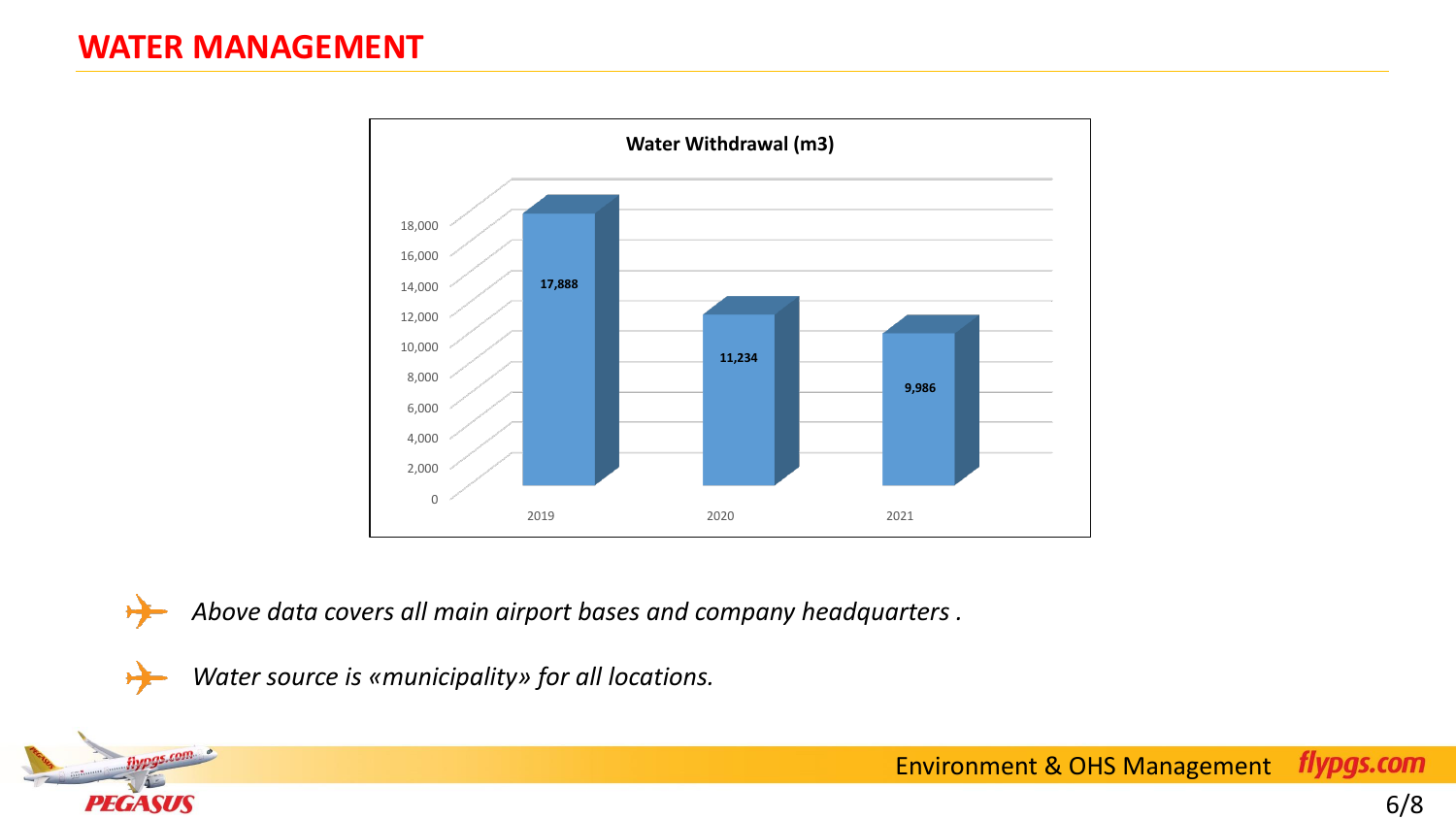# WATER MANAGEMENT

**Water Withdrawal (m3)**

| Year | Water Withdrawal (m3) |
| --- | --- |
| 2019 | 17,888 |
| 2020 | 11,234 |
| 2021 | 9,986 |

- *Above data covers all main airport bases and company headquarters .*
- *Water source is «municipality» for all locations.*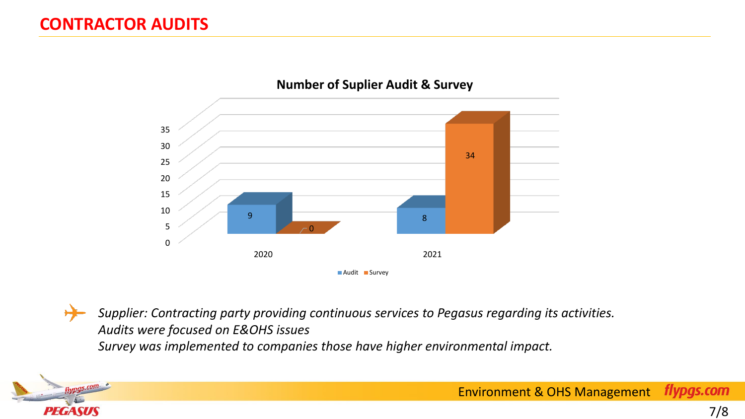# CONTRACTOR AUDITS

**Number of Suplier Audit & Survey**

| Year | Audit | Survey |
|---|---|---|
| 2020 | 9 | 0 |
| 2021 | 8 | 34 |

*Supplier: Contracting party providing continuous services to Pegasus regarding its activities.*
*Audits were focused on E&OHS issues*
*Survey was implemented to companies those have higher environmental impact.*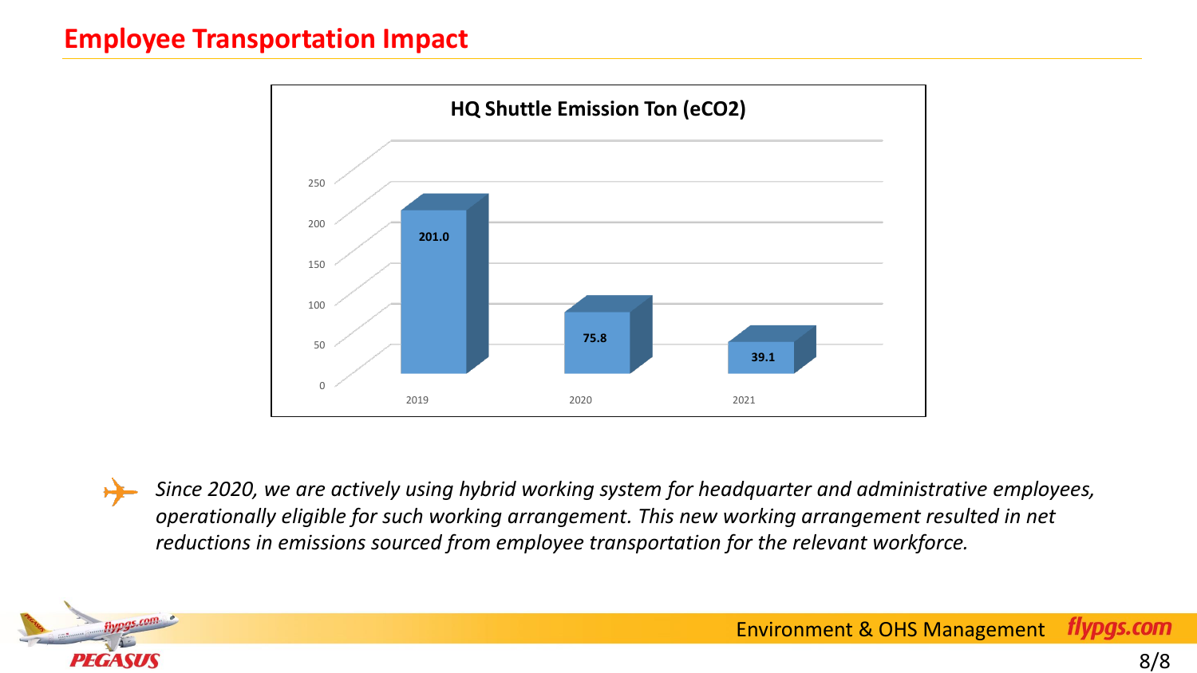# Employee Transportation Impact

**HQ Shuttle Emission Ton (eCO2)**

| Year | HQ Shuttle Emission Ton (eCO2) |
| --- | --- |
| 2019 | 201.0 |
| 2020 | 75.8 |
| 2021 | 39.1 |

*Since 2020, we are actively using hybrid working system for headquarter and administrative employees, operationally eligible for such working arrangement. This new working arrangement resulted in net reductions in emissions sourced from employee transportation for the relevant workforce.*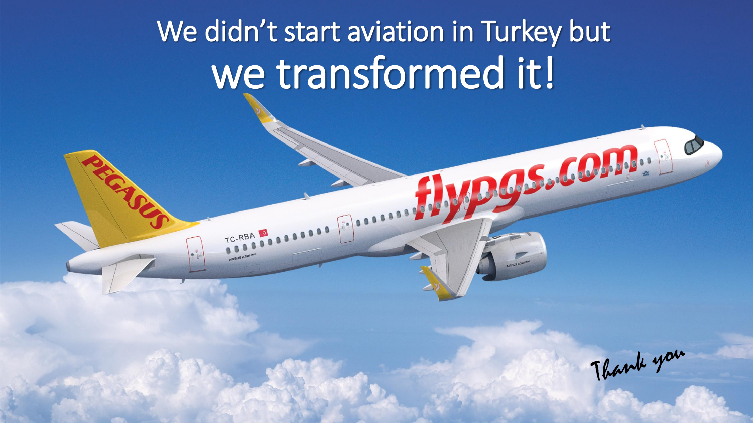# We didn't start aviation in Turkey but we transformed it!

Thank you